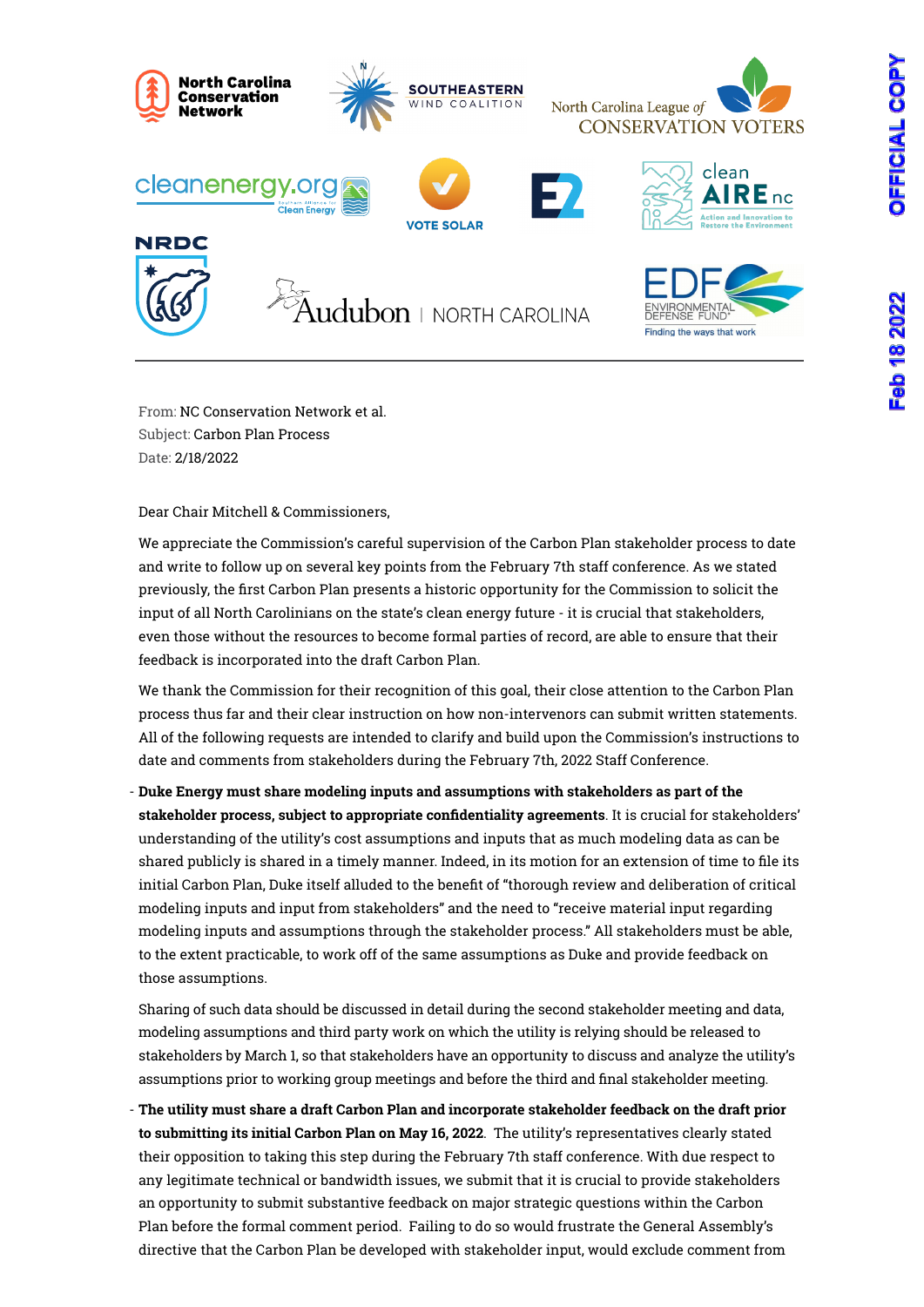From: NC Conservation Network et al.
Subject: Carbon Plan Process
Date: 2/18/2022

Dear Chair Mitchell & Commissioners,

We appreciate the Commission's careful supervision of the Carbon Plan stakeholder process to date and write to follow up on several key points from the February 7th staff conference. As we stated previously, the first Carbon Plan presents a historic opportunity for the Commission to solicit the input of all North Carolinians on the state's clean energy future - it is crucial that stakeholders, even those without the resources to become formal parties of record, are able to ensure that their feedback is incorporated into the draft Carbon Plan.

We thank the Commission for their recognition of this goal, their close attention to the Carbon Plan process thus far and their clear instruction on how non-intervenors can submit written statements. All of the following requests are intended to clarify and build upon the Commission's instructions to date and comments from stakeholders during the February 7th, 2022 Staff Conference.

- **Duke Energy must share modeling inputs and assumptions with stakeholders as part of the stakeholder process, subject to appropriate confidentiality agreements**. It is crucial for stakeholders' understanding of the utility's cost assumptions and inputs that as much modeling data as can be shared publicly is shared in a timely manner. Indeed, in its motion for an extension of time to file its initial Carbon Plan, Duke itself alluded to the benefit of "thorough review and deliberation of critical modeling inputs and input from stakeholders" and the need to "receive material input regarding modeling inputs and assumptions through the stakeholder process." All stakeholders must be able, to the extent practicable, to work off of the same assumptions as Duke and provide feedback on those assumptions.

  Sharing of such data should be discussed in detail during the second stakeholder meeting and data, modeling assumptions and third party work on which the utility is relying should be released to stakeholders by March 1, so that stakeholders have an opportunity to discuss and analyze the utility's assumptions prior to working group meetings and before the third and final stakeholder meeting.

- **The utility must share a draft Carbon Plan and incorporate stakeholder feedback on the draft prior to submitting its initial Carbon Plan on May 16, 2022**. The utility's representatives clearly stated their opposition to taking this step during the February 7th staff conference. With due respect to any legitimate technical or bandwidth issues, we submit that it is crucial to provide stakeholders an opportunity to submit substantive feedback on major strategic questions within the Carbon Plan before the formal comment period. Failing to do so would frustrate the General Assembly's directive that the Carbon Plan be developed with stakeholder input, would exclude comment from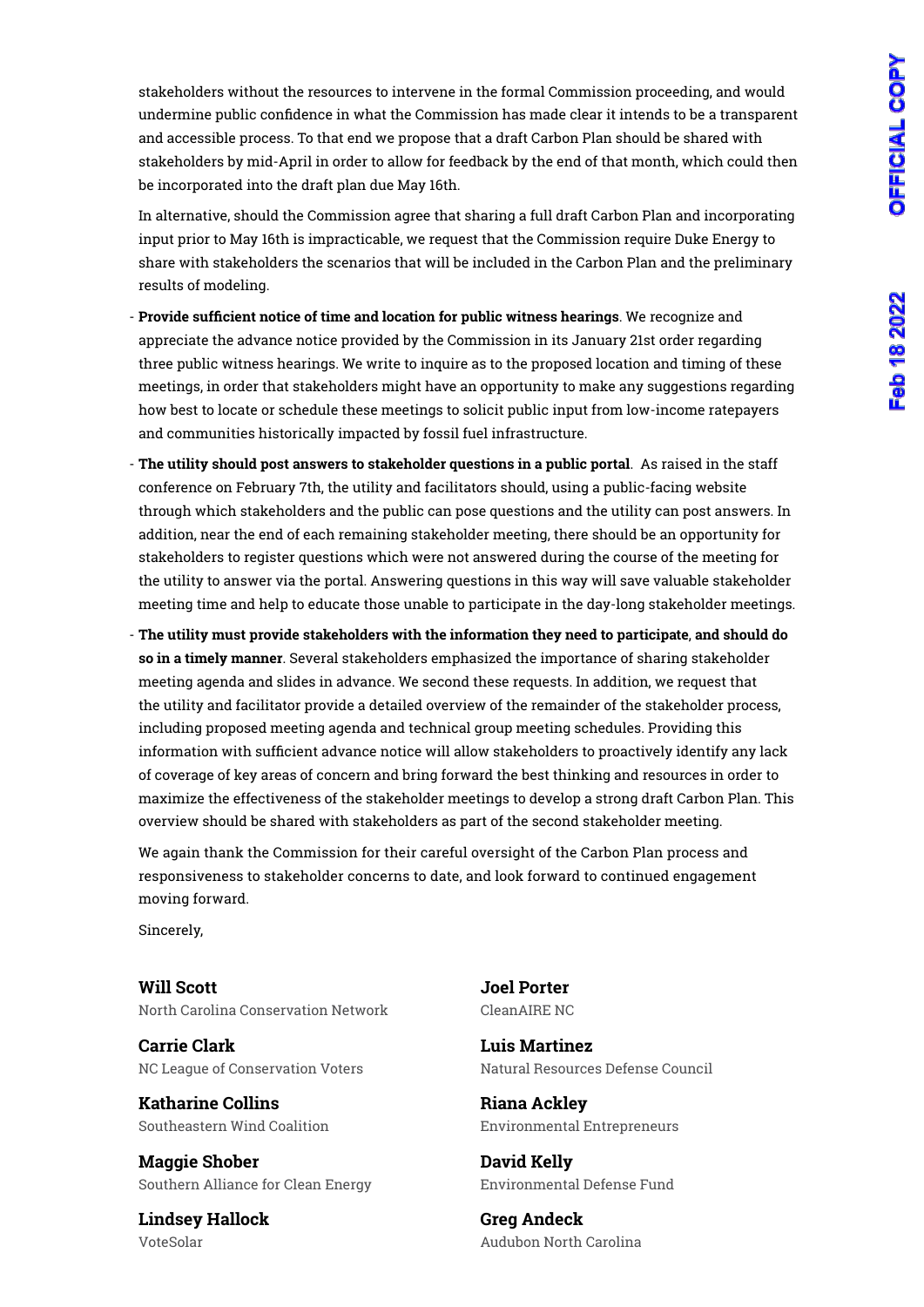stakeholders without the resources to intervene in the formal Commission proceeding, and would undermine public confidence in what the Commission has made clear it intends to be a transparent and accessible process. To that end we propose that a draft Carbon Plan should be shared with stakeholders by mid-April in order to allow for feedback by the end of that month, which could then be incorporated into the draft plan due May 16th.

In alternative, should the Commission agree that sharing a full draft Carbon Plan and incorporating input prior to May 16th is impracticable, we request that the Commission require Duke Energy to share with stakeholders the scenarios that will be included in the Carbon Plan and the preliminary results of modeling.

- **Provide sufficient notice of time and location for public witness hearings**. We recognize and appreciate the advance notice provided by the Commission in its January 21st order regarding three public witness hearings. We write to inquire as to the proposed location and timing of these meetings, in order that stakeholders might have an opportunity to make any suggestions regarding how best to locate or schedule these meetings to solicit public input from low-income ratepayers and communities historically impacted by fossil fuel infrastructure.
- **The utility should post answers to stakeholder questions in a public portal**. As raised in the staff conference on February 7th, the utility and facilitators should, using a public-facing website through which stakeholders and the public can pose questions and the utility can post answers. In addition, near the end of each remaining stakeholder meeting, there should be an opportunity for stakeholders to register questions which were not answered during the course of the meeting for the utility to answer via the portal. Answering questions in this way will save valuable stakeholder meeting time and help to educate those unable to participate in the day-long stakeholder meetings.
- **The utility must provide stakeholders with the information they need to participate, and should do so in a timely manner**. Several stakeholders emphasized the importance of sharing stakeholder meeting agenda and slides in advance. We second these requests. In addition, we request that the utility and facilitator provide a detailed overview of the remainder of the stakeholder process, including proposed meeting agenda and technical group meeting schedules. Providing this information with sufficient advance notice will allow stakeholders to proactively identify any lack of coverage of key areas of concern and bring forward the best thinking and resources in order to maximize the effectiveness of the stakeholder meetings to develop a strong draft Carbon Plan. This overview should be shared with stakeholders as part of the second stakeholder meeting.

We again thank the Commission for their careful oversight of the Carbon Plan process and responsiveness to stakeholder concerns to date, and look forward to continued engagement moving forward.

Sincerely,

**Will Scott**
North Carolina Conservation Network

**Joel Porter**
CleanAIRE NC

**Carrie Clark**
NC League of Conservation Voters

**Luis Martinez**
Natural Resources Defense Council

**Katharine Collins**
Southeastern Wind Coalition

**Riana Ackley**
Environmental Entrepreneurs

**Maggie Shober**
Southern Alliance for Clean Energy

**David Kelly**
Environmental Defense Fund

**Lindsey Hallock**
VoteSolar

**Greg Andeck**
Audubon North Carolina